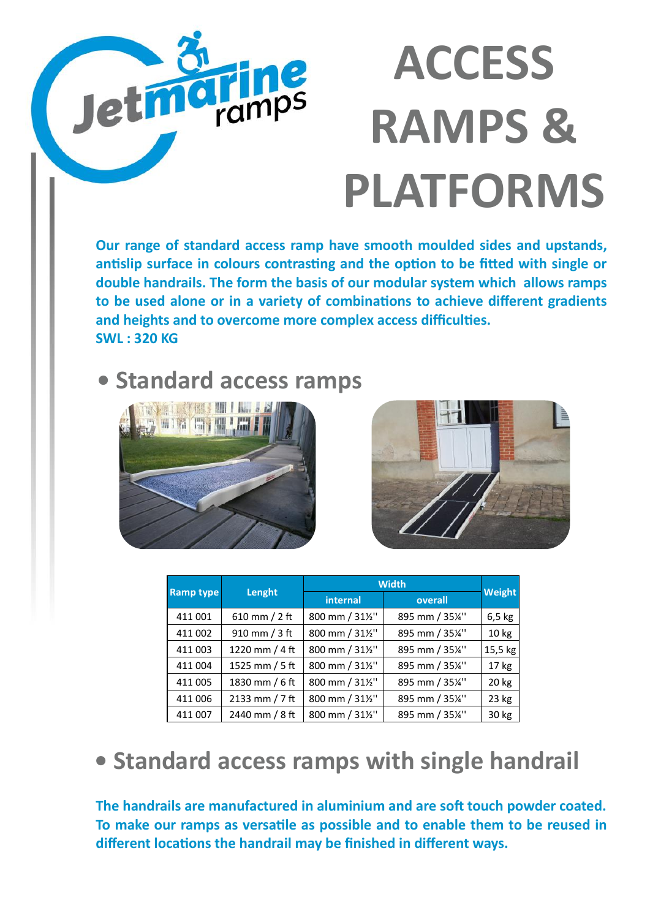# ACCESS RAMPS & PLATFORMS

**Our range of standard access ramp have smooth moulded sides and upstands, antislip surface in colours contrasting and the option to be fitted with single or double handrails. The form the basis of our modular system which allows ramps to be used alone or in a variety of combinations to achieve different gradients and heights and to overcome more complex access difficulties.**
**SWL : 320 KG**

## • Standard access ramps

| Ramp type | Lenght | Width | | Weight |
|---|---|---|---|---|
| | | internal | overall | |
| 411 001 | 610 mm / 2 ft | 800 mm / 31½'' | 895 mm / 35¼'' | 6,5 kg |
| 411 002 | 910 mm / 3 ft | 800 mm / 31½'' | 895 mm / 35¼'' | 10 kg |
| 411 003 | 1220 mm / 4 ft | 800 mm / 31½'' | 895 mm / 35¼'' | 15,5 kg |
| 411 004 | 1525 mm / 5 ft | 800 mm / 31½'' | 895 mm / 35¼'' | 17 kg |
| 411 005 | 1830 mm / 6 ft | 800 mm / 31½'' | 895 mm / 35¼'' | 20 kg |
| 411 006 | 2133 mm / 7 ft | 800 mm / 31½'' | 895 mm / 35¼'' | 23 kg |
| 411 007 | 2440 mm / 8 ft | 800 mm / 31½'' | 895 mm / 35¼'' | 30 kg |

## • Standard access ramps with single handrail

**The handrails are manufactured in aluminium and are soft touch powder coated. To make our ramps as versatile as possible and to enable them to be reused in different locations the handrail may be finished in different ways.**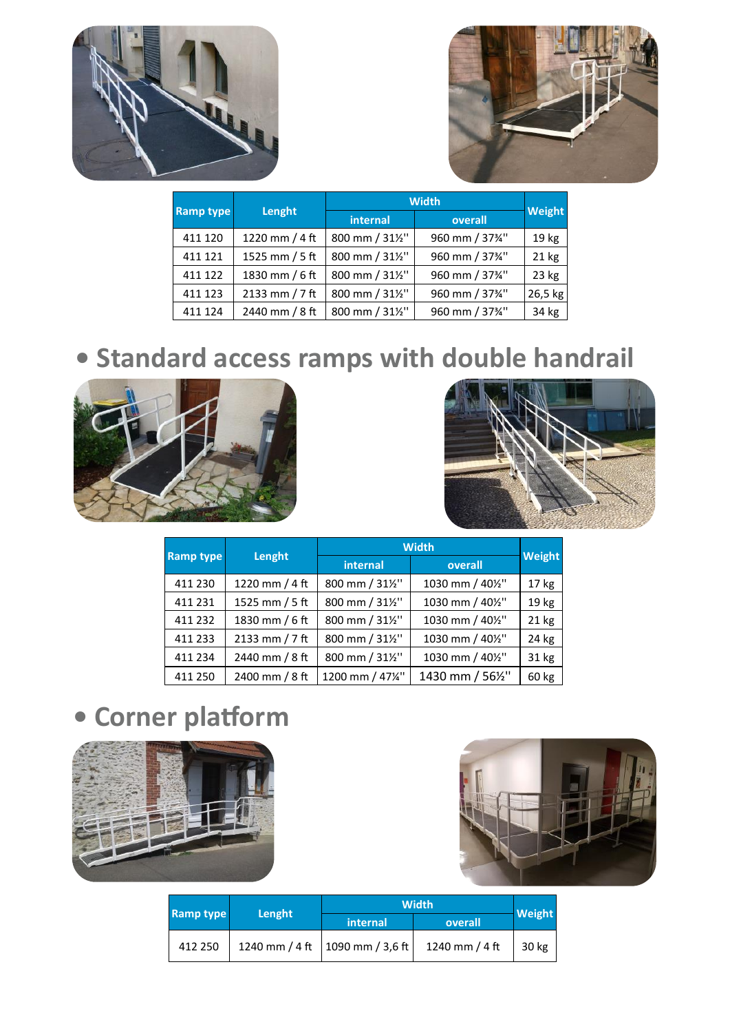| Ramp type | Lenght | Width | | Weight |
|---|---|---|---|---|
| | | internal | overall | |
| 411 120 | 1220 mm / 4 ft | 800 mm / 31½'' | 960 mm / 37¾'' | 19 kg |
| 411 121 | 1525 mm / 5 ft | 800 mm / 31½'' | 960 mm / 37¾'' | 21 kg |
| 411 122 | 1830 mm / 6 ft | 800 mm / 31½'' | 960 mm / 37¾'' | 23 kg |
| 411 123 | 2133 mm / 7 ft | 800 mm / 31½'' | 960 mm / 37¾'' | 26,5 kg |
| 411 124 | 2440 mm / 8 ft | 800 mm / 31½'' | 960 mm / 37¾'' | 34 kg |

## • Standard access ramps with double handrail

| Ramp type | Lenght | Width | | Weight |
|---|---|---|---|---|
| | | internal | overall | |
| 411 230 | 1220 mm / 4 ft | 800 mm / 31½'' | 1030 mm / 40½'' | 17 kg |
| 411 231 | 1525 mm / 5 ft | 800 mm / 31½'' | 1030 mm / 40½'' | 19 kg |
| 411 232 | 1830 mm / 6 ft | 800 mm / 31½'' | 1030 mm / 40½'' | 21 kg |
| 411 233 | 2133 mm / 7 ft | 800 mm / 31½'' | 1030 mm / 40½'' | 24 kg |
| 411 234 | 2440 mm / 8 ft | 800 mm / 31½'' | 1030 mm / 40½'' | 31 kg |
| 411 250 | 2400 mm / 8 ft | 1200 mm / 47¼'' | 1430 mm / 56½'' | 60 kg |

## • Corner platform

| Ramp type | Lenght | Width | | Weight |
|---|---|---|---|---|
| | | internal | overall | |
| 412 250 | 1240 mm / 4 ft | 1090 mm / 3,6 ft | 1240 mm / 4 ft | 30 kg |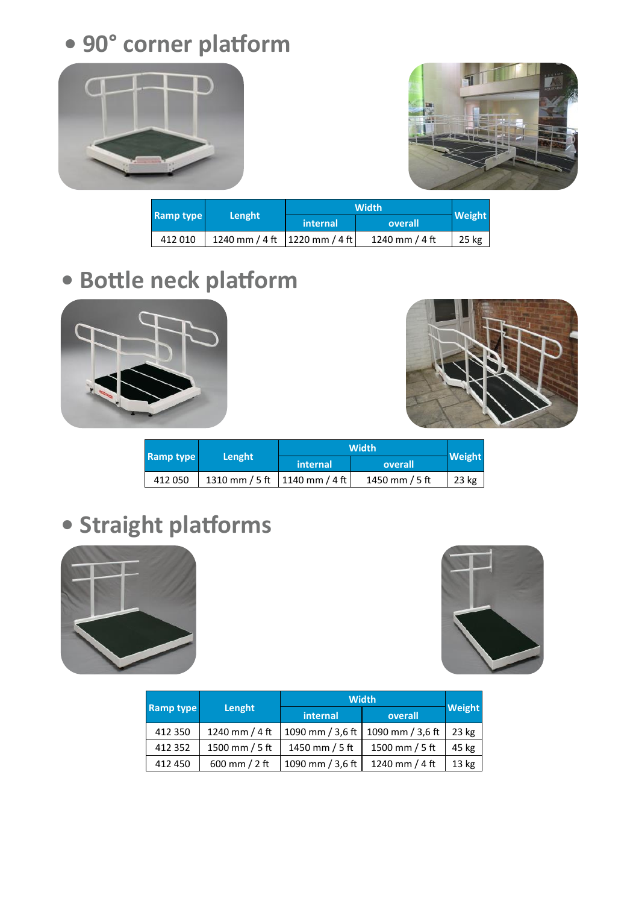## • 90° corner platform

| Ramp type | Lenght | Width | | Weight |
|---|---|---|---|---|
| | | internal | overall | |
| 412 010 | 1240 mm / 4 ft | 1220 mm / 4 ft | 1240 mm / 4 ft | 25 kg |

## • Bottle neck platform

| Ramp type | Lenght | Width | | Weight |
|---|---|---|---|---|
| | | internal | overall | |
| 412 050 | 1310 mm / 5 ft | 1140 mm / 4 ft | 1450 mm / 5 ft | 23 kg |

## • Straight platforms

| Ramp type | Lenght | Width | | Weight |
|---|---|---|---|---|
| | | internal | overall | |
| 412 350 | 1240 mm / 4 ft | 1090 mm / 3,6 ft | 1090 mm / 3,6 ft | 23 kg |
| 412 352 | 1500 mm / 5 ft | 1450 mm / 5 ft | 1500 mm / 5 ft | 45 kg |
| 412 450 | 600 mm / 2 ft | 1090 mm / 3,6 ft | 1240 mm / 4 ft | 13 kg |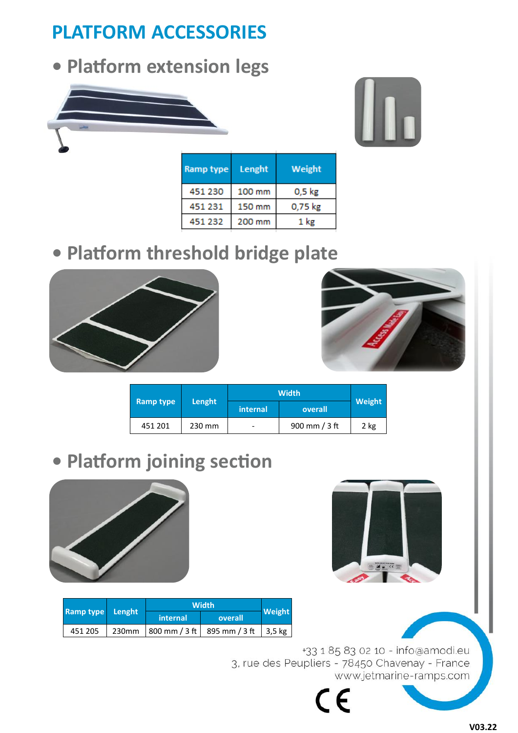# PLATFORM ACCESSORIES

## • Platform extension legs

| Ramp type | Lenght | Weight |
|---|---|---|
| 451 230 | 100 mm | 0,5 kg |
| 451 231 | 150 mm | 0,75 kg |
| 451 232 | 200 mm | 1 kg |

## • Platform threshold bridge plate

| Ramp type | Lenght | Width | | Weight |
|---|---|---|---|---|
| | | internal | overall | |
| 451 201 | 230 mm | - | 900 mm / 3 ft | 2 kg |

## • Platform joining section

| Ramp type | Lenght | Width | | Weight |
|---|---|---|---|---|
| | | internal | overall | |
| 451 205 | 230mm | 800 mm / 3 ft | 895 mm / 3 ft | 3,5 kg |

+33 1 85 83 02 10 - info@amodi.eu
3, rue des Peupliers - 78450 Chavenay - France
www.jetmarine-ramps.com

V03.22